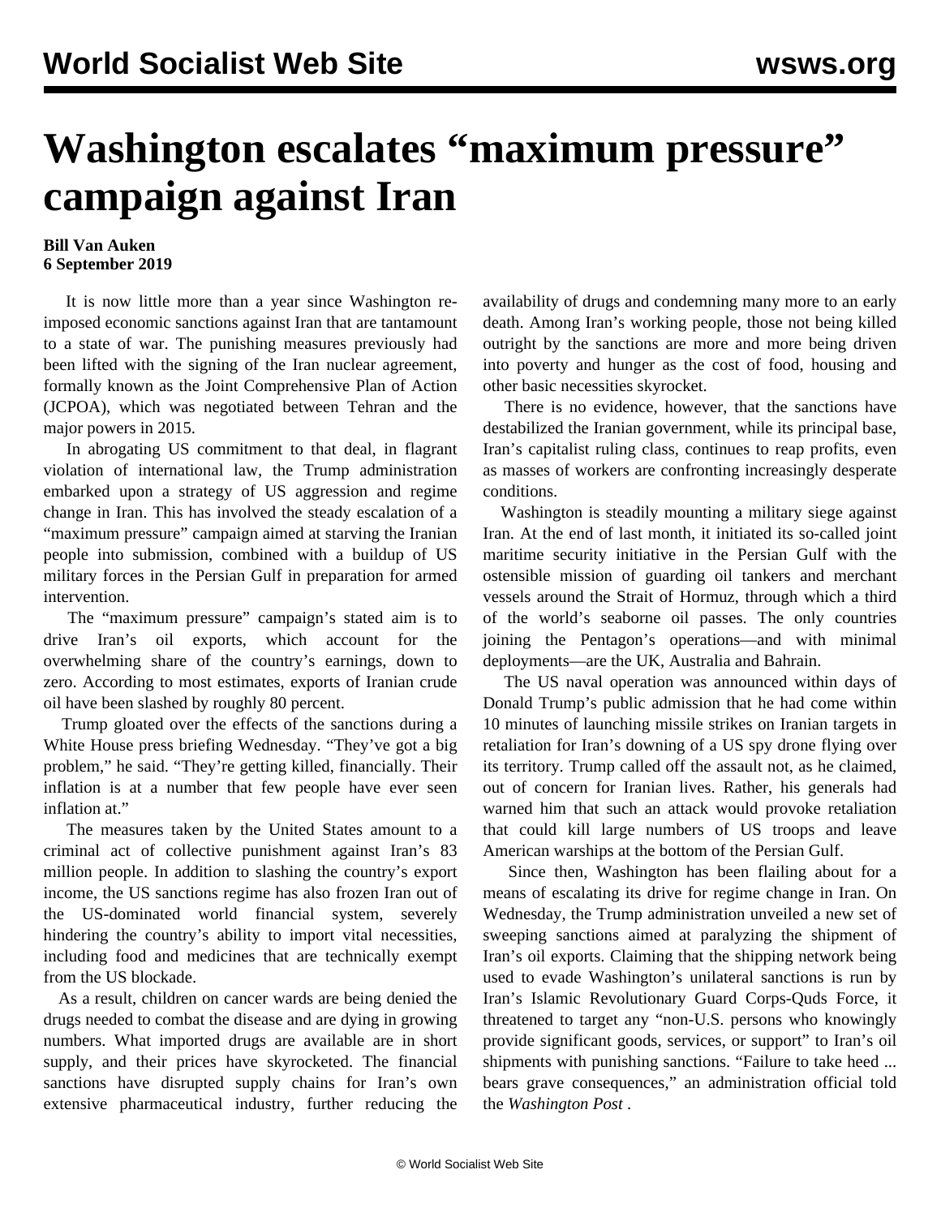# Washington escalates "maximum pressure" campaign against Iran

**Bill Van Auken**
**6 September 2019**

It is now little more than a year since Washington re-imposed economic sanctions against Iran that are tantamount to a state of war. The punishing measures previously had been lifted with the signing of the Iran nuclear agreement, formally known as the Joint Comprehensive Plan of Action (JCPOA), which was negotiated between Tehran and the major powers in 2015.

In abrogating US commitment to that deal, in flagrant violation of international law, the Trump administration embarked upon a strategy of US aggression and regime change in Iran. This has involved the steady escalation of a "maximum pressure" campaign aimed at starving the Iranian people into submission, combined with a buildup of US military forces in the Persian Gulf in preparation for armed intervention.

The "maximum pressure" campaign's stated aim is to drive Iran's oil exports, which account for the overwhelming share of the country's earnings, down to zero. According to most estimates, exports of Iranian crude oil have been slashed by roughly 80 percent.

Trump gloated over the effects of the sanctions during a White House press briefing Wednesday. "They've got a big problem," he said. "They're getting killed, financially. Their inflation is at a number that few people have ever seen inflation at."

The measures taken by the United States amount to a criminal act of collective punishment against Iran's 83 million people. In addition to slashing the country's export income, the US sanctions regime has also frozen Iran out of the US-dominated world financial system, severely hindering the country's ability to import vital necessities, including food and medicines that are technically exempt from the US blockade.

As a result, children on cancer wards are being denied the drugs needed to combat the disease and are dying in growing numbers. What imported drugs are available are in short supply, and their prices have skyrocketed. The financial sanctions have disrupted supply chains for Iran's own extensive pharmaceutical industry, further reducing the availability of drugs and condemning many more to an early death. Among Iran's working people, those not being killed outright by the sanctions are more and more being driven into poverty and hunger as the cost of food, housing and other basic necessities skyrocket.

There is no evidence, however, that the sanctions have destabilized the Iranian government, while its principal base, Iran's capitalist ruling class, continues to reap profits, even as masses of workers are confronting increasingly desperate conditions.

Washington is steadily mounting a military siege against Iran. At the end of last month, it initiated its so-called joint maritime security initiative in the Persian Gulf with the ostensible mission of guarding oil tankers and merchant vessels around the Strait of Hormuz, through which a third of the world's seaborne oil passes. The only countries joining the Pentagon's operations—and with minimal deployments—are the UK, Australia and Bahrain.

The US naval operation was announced within days of Donald Trump's public admission that he had come within 10 minutes of launching missile strikes on Iranian targets in retaliation for Iran's downing of a US spy drone flying over its territory. Trump called off the assault not, as he claimed, out of concern for Iranian lives. Rather, his generals had warned him that such an attack would provoke retaliation that could kill large numbers of US troops and leave American warships at the bottom of the Persian Gulf.

Since then, Washington has been flailing about for a means of escalating its drive for regime change in Iran. On Wednesday, the Trump administration unveiled a new set of sweeping sanctions aimed at paralyzing the shipment of Iran's oil exports. Claiming that the shipping network being used to evade Washington's unilateral sanctions is run by Iran's Islamic Revolutionary Guard Corps-Quds Force, it threatened to target any "non-U.S. persons who knowingly provide significant goods, services, or support" to Iran's oil shipments with punishing sanctions. "Failure to take heed ... bears grave consequences," an administration official told the *Washington Post* .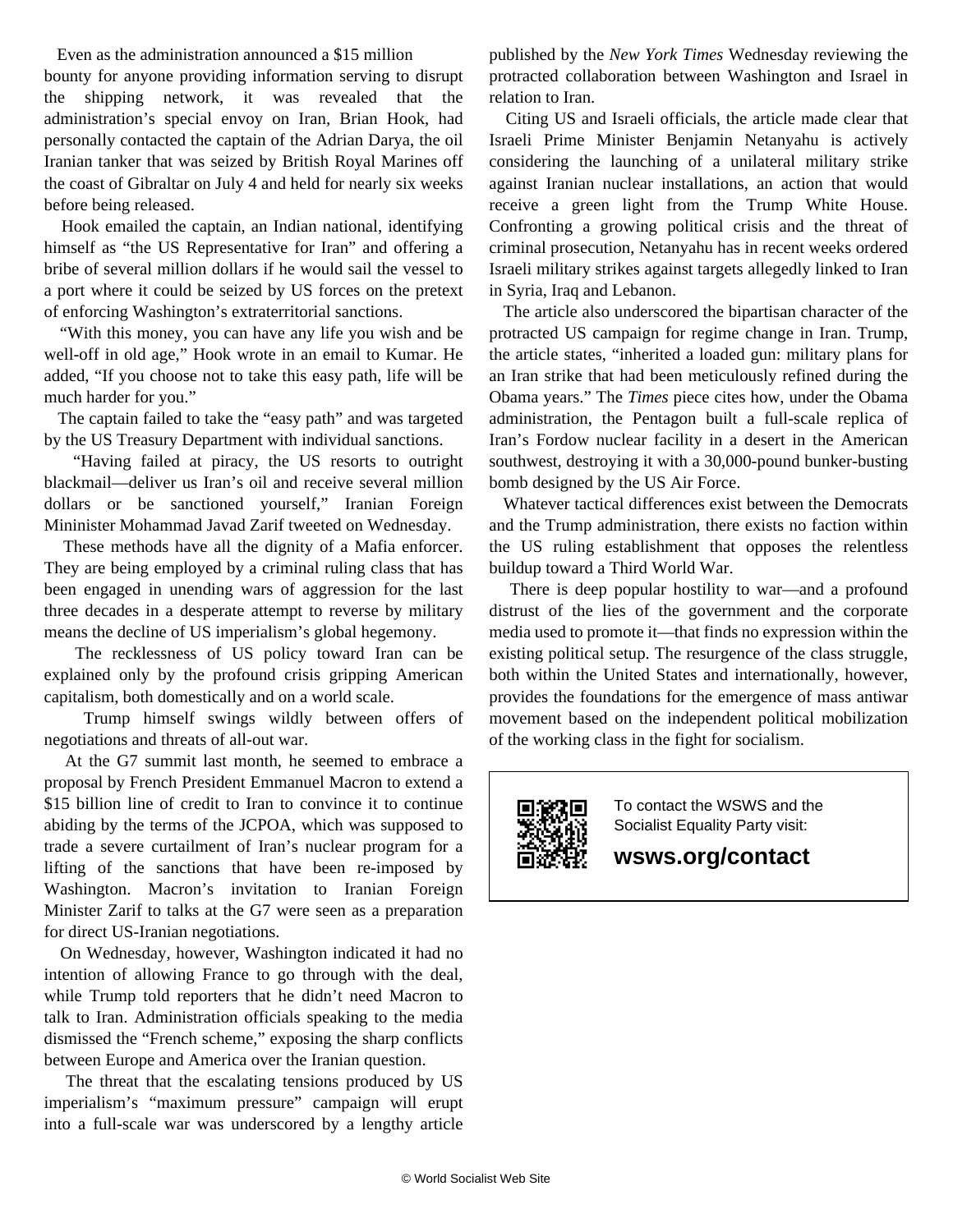Even as the administration announced a $15 million bounty for anyone providing information serving to disrupt the shipping network, it was revealed that the administration's special envoy on Iran, Brian Hook, had personally contacted the captain of the Adrian Darya, the oil Iranian tanker that was seized by British Royal Marines off the coast of Gibraltar on July 4 and held for nearly six weeks before being released.

Hook emailed the captain, an Indian national, identifying himself as "the US Representative for Iran" and offering a bribe of several million dollars if he would sail the vessel to a port where it could be seized by US forces on the pretext of enforcing Washington's extraterritorial sanctions.

"With this money, you can have any life you wish and be well-off in old age," Hook wrote in an email to Kumar. He added, "If you choose not to take this easy path, life will be much harder for you."

The captain failed to take the "easy path" and was targeted by the US Treasury Department with individual sanctions.

"Having failed at piracy, the US resorts to outright blackmail—deliver us Iran's oil and receive several million dollars or be sanctioned yourself," Iranian Foreign Mininister Mohammad Javad Zarif tweeted on Wednesday.

These methods have all the dignity of a Mafia enforcer. They are being employed by a criminal ruling class that has been engaged in unending wars of aggression for the last three decades in a desperate attempt to reverse by military means the decline of US imperialism's global hegemony.

The recklessness of US policy toward Iran can be explained only by the profound crisis gripping American capitalism, both domestically and on a world scale.

Trump himself swings wildly between offers of negotiations and threats of all-out war.

At the G7 summit last month, he seemed to embrace a proposal by French President Emmanuel Macron to extend a $15 billion line of credit to Iran to convince it to continue abiding by the terms of the JCPOA, which was supposed to trade a severe curtailment of Iran's nuclear program for a lifting of the sanctions that have been re-imposed by Washington. Macron's invitation to Iranian Foreign Minister Zarif to talks at the G7 were seen as a preparation for direct US-Iranian negotiations.

On Wednesday, however, Washington indicated it had no intention of allowing France to go through with the deal, while Trump told reporters that he didn't need Macron to talk to Iran. Administration officials speaking to the media dismissed the "French scheme," exposing the sharp conflicts between Europe and America over the Iranian question.

The threat that the escalating tensions produced by US imperialism's "maximum pressure" campaign will erupt into a full-scale war was underscored by a lengthy article published by the *New York Times* Wednesday reviewing the protracted collaboration between Washington and Israel in relation to Iran.

Citing US and Israeli officials, the article made clear that Israeli Prime Minister Benjamin Netanyahu is actively considering the launching of a unilateral military strike against Iranian nuclear installations, an action that would receive a green light from the Trump White House. Confronting a growing political crisis and the threat of criminal prosecution, Netanyahu has in recent weeks ordered Israeli military strikes against targets allegedly linked to Iran in Syria, Iraq and Lebanon.

The article also underscored the bipartisan character of the protracted US campaign for regime change in Iran. Trump, the article states, "inherited a loaded gun: military plans for an Iran strike that had been meticulously refined during the Obama years." The *Times* piece cites how, under the Obama administration, the Pentagon built a full-scale replica of Iran's Fordow nuclear facility in a desert in the American southwest, destroying it with a 30,000-pound bunker-busting bomb designed by the US Air Force.

Whatever tactical differences exist between the Democrats and the Trump administration, there exists no faction within the US ruling establishment that opposes the relentless buildup toward a Third World War.

There is deep popular hostility to war—and a profound distrust of the lies of the government and the corporate media used to promote it—that finds no expression within the existing political setup. The resurgence of the class struggle, both within the United States and internationally, however, provides the foundations for the emergence of mass antiwar movement based on the independent political mobilization of the working class in the fight for socialism.

To contact the WSWS and the Socialist Equality Party visit:

**wsws.org/contact**